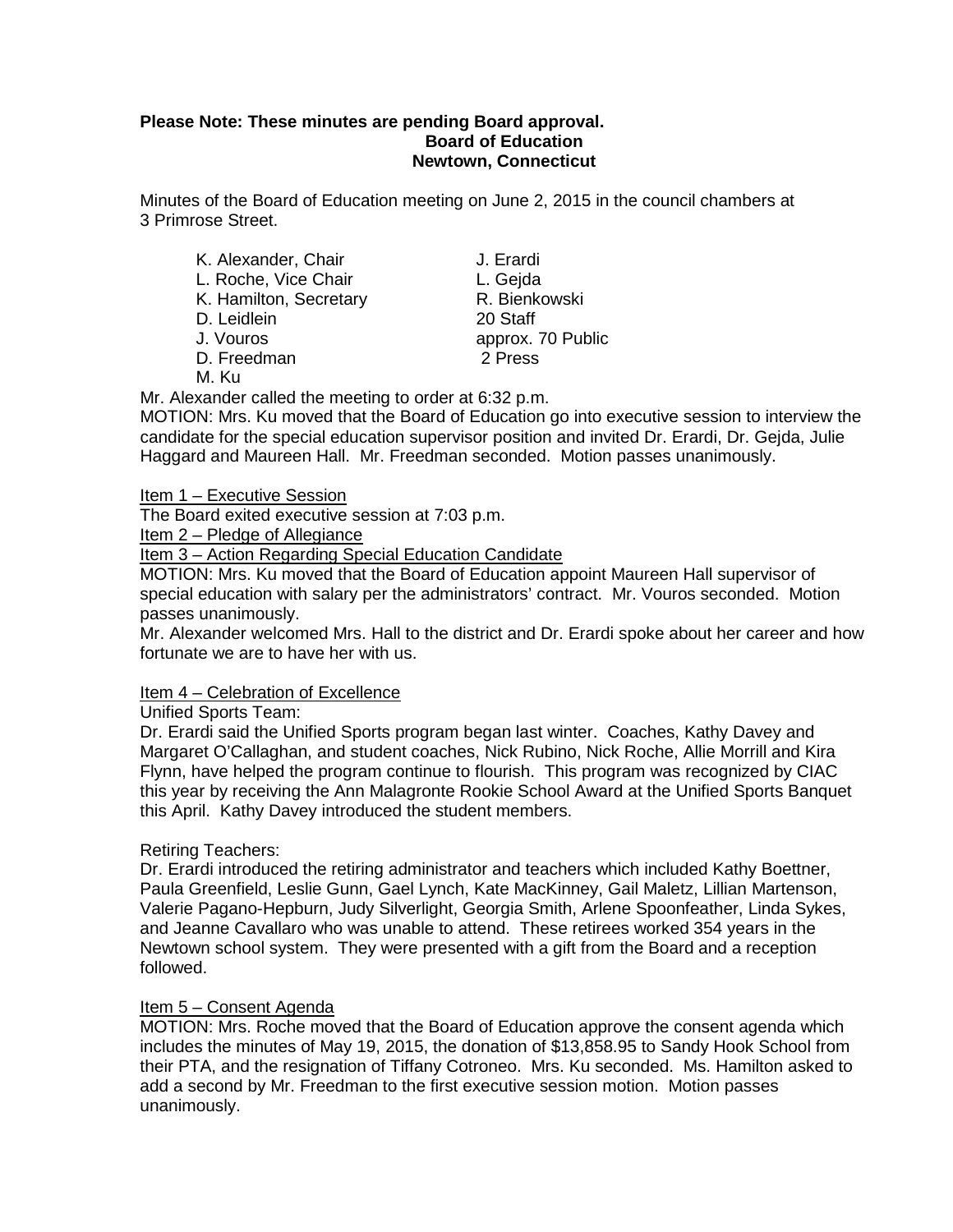**Please Note: These minutes are pending Board approval.**

**Board of Education**
**Newtown, Connecticut**

Minutes of the Board of Education meeting on June 2, 2015 in the council chambers at 3 Primrose Street.

| | |
|---|---|
| K. Alexander, Chair | J. Erardi |
| L. Roche, Vice Chair | L. Gejda |
| K. Hamilton, Secretary | R. Bienkowski |
| D. Leidlein | 20 Staff |
| J. Vouros | approx. 70 Public |
| D. Freedman | 2 Press |
| M. Ku | |

Mr. Alexander called the meeting to order at 6:32 p.m.

MOTION: Mrs. Ku moved that the Board of Education go into executive session to interview the candidate for the special education supervisor position and invited Dr. Erardi, Dr. Gejda, Julie Haggard and Maureen Hall. Mr. Freedman seconded. Motion passes unanimously.

Item 1 – Executive Session

The Board exited executive session at 7:03 p.m.

Item 2 – Pledge of Allegiance

Item 3 – Action Regarding Special Education Candidate

MOTION: Mrs. Ku moved that the Board of Education appoint Maureen Hall supervisor of special education with salary per the administrators' contract. Mr. Vouros seconded. Motion passes unanimously.

Mr. Alexander welcomed Mrs. Hall to the district and Dr. Erardi spoke about her career and how fortunate we are to have her with us.

Item 4 – Celebration of Excellence

Unified Sports Team:

Dr. Erardi said the Unified Sports program began last winter. Coaches, Kathy Davey and Margaret O'Callaghan, and student coaches, Nick Rubino, Nick Roche, Allie Morrill and Kira Flynn, have helped the program continue to flourish. This program was recognized by CIAC this year by receiving the Ann Malagronte Rookie School Award at the Unified Sports Banquet this April. Kathy Davey introduced the student members.

Retiring Teachers:

Dr. Erardi introduced the retiring administrator and teachers which included Kathy Boettner, Paula Greenfield, Leslie Gunn, Gael Lynch, Kate MacKinney, Gail Maletz, Lillian Martenson, Valerie Pagano-Hepburn, Judy Silverlight, Georgia Smith, Arlene Spoonfeather, Linda Sykes, and Jeanne Cavallaro who was unable to attend. These retirees worked 354 years in the Newtown school system. They were presented with a gift from the Board and a reception followed.

Item 5 – Consent Agenda

MOTION: Mrs. Roche moved that the Board of Education approve the consent agenda which includes the minutes of May 19, 2015, the donation of $13,858.95 to Sandy Hook School from their PTA, and the resignation of Tiffany Cotroneo. Mrs. Ku seconded. Ms. Hamilton asked to add a second by Mr. Freedman to the first executive session motion. Motion passes unanimously.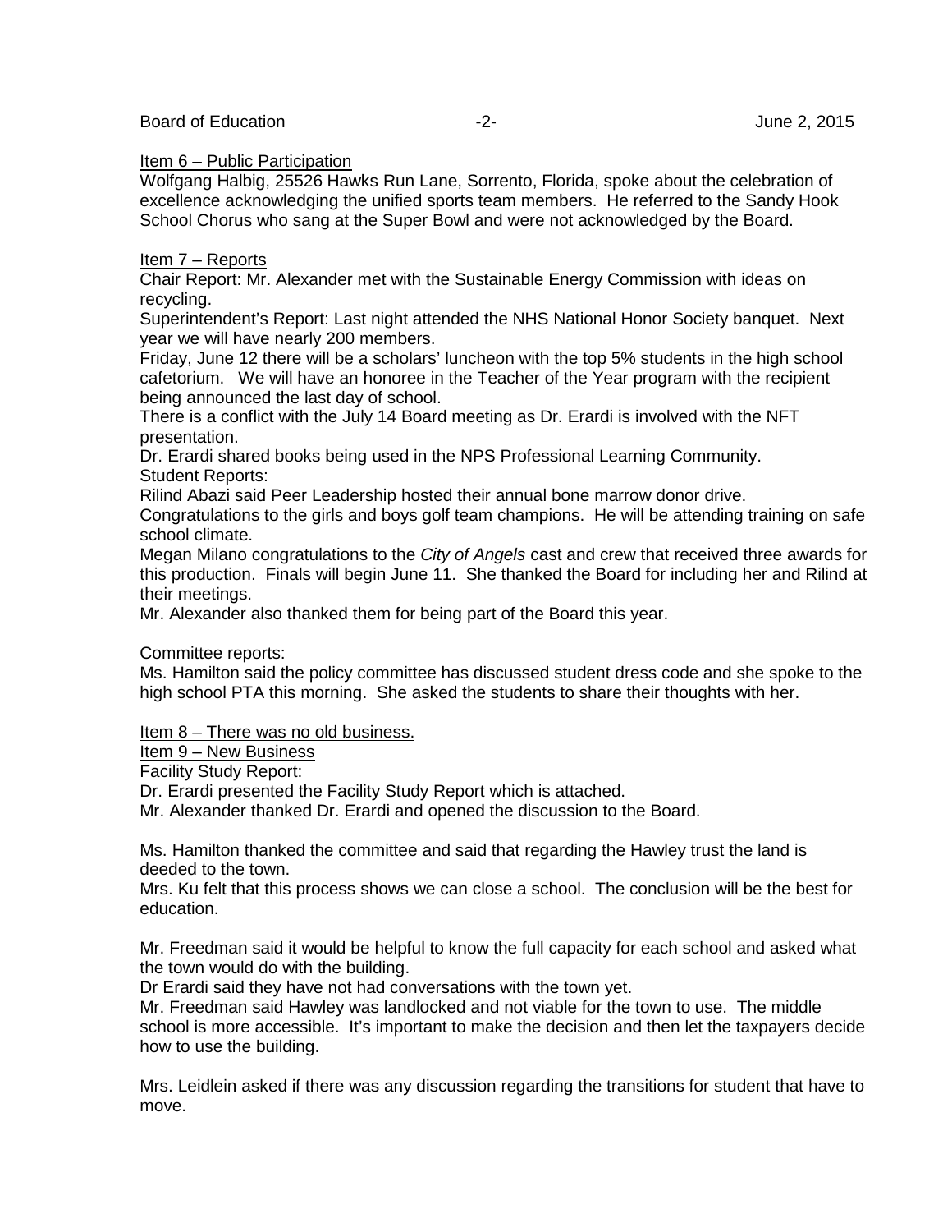Item 6 – Public Participation

Wolfgang Halbig, 25526 Hawks Run Lane, Sorrento, Florida, spoke about the celebration of excellence acknowledging the unified sports team members. He referred to the Sandy Hook School Chorus who sang at the Super Bowl and were not acknowledged by the Board.

Item 7 – Reports

Chair Report: Mr. Alexander met with the Sustainable Energy Commission with ideas on recycling.

Superintendent's Report: Last night attended the NHS National Honor Society banquet. Next year we will have nearly 200 members.

Friday, June 12 there will be a scholars' luncheon with the top 5% students in the high school cafetorium. We will have an honoree in the Teacher of the Year program with the recipient being announced the last day of school.

There is a conflict with the July 14 Board meeting as Dr. Erardi is involved with the NFT presentation.

Dr. Erardi shared books being used in the NPS Professional Learning Community.

Student Reports:

Rilind Abazi said Peer Leadership hosted their annual bone marrow donor drive.

Congratulations to the girls and boys golf team champions. He will be attending training on safe school climate.

Megan Milano congratulations to the *City of Angels* cast and crew that received three awards for this production. Finals will begin June 11. She thanked the Board for including her and Rilind at their meetings.

Mr. Alexander also thanked them for being part of the Board this year.

Committee reports:

Ms. Hamilton said the policy committee has discussed student dress code and she spoke to the high school PTA this morning. She asked the students to share their thoughts with her.

Item 8 – There was no old business.

Item 9 – New Business

Facility Study Report:

Dr. Erardi presented the Facility Study Report which is attached.

Mr. Alexander thanked Dr. Erardi and opened the discussion to the Board.

Ms. Hamilton thanked the committee and said that regarding the Hawley trust the land is deeded to the town.

Mrs. Ku felt that this process shows we can close a school. The conclusion will be the best for education.

Mr. Freedman said it would be helpful to know the full capacity for each school and asked what the town would do with the building.

Dr Erardi said they have not had conversations with the town yet.

Mr. Freedman said Hawley was landlocked and not viable for the town to use. The middle school is more accessible. It's important to make the decision and then let the taxpayers decide how to use the building.

Mrs. Leidlein asked if there was any discussion regarding the transitions for student that have to move.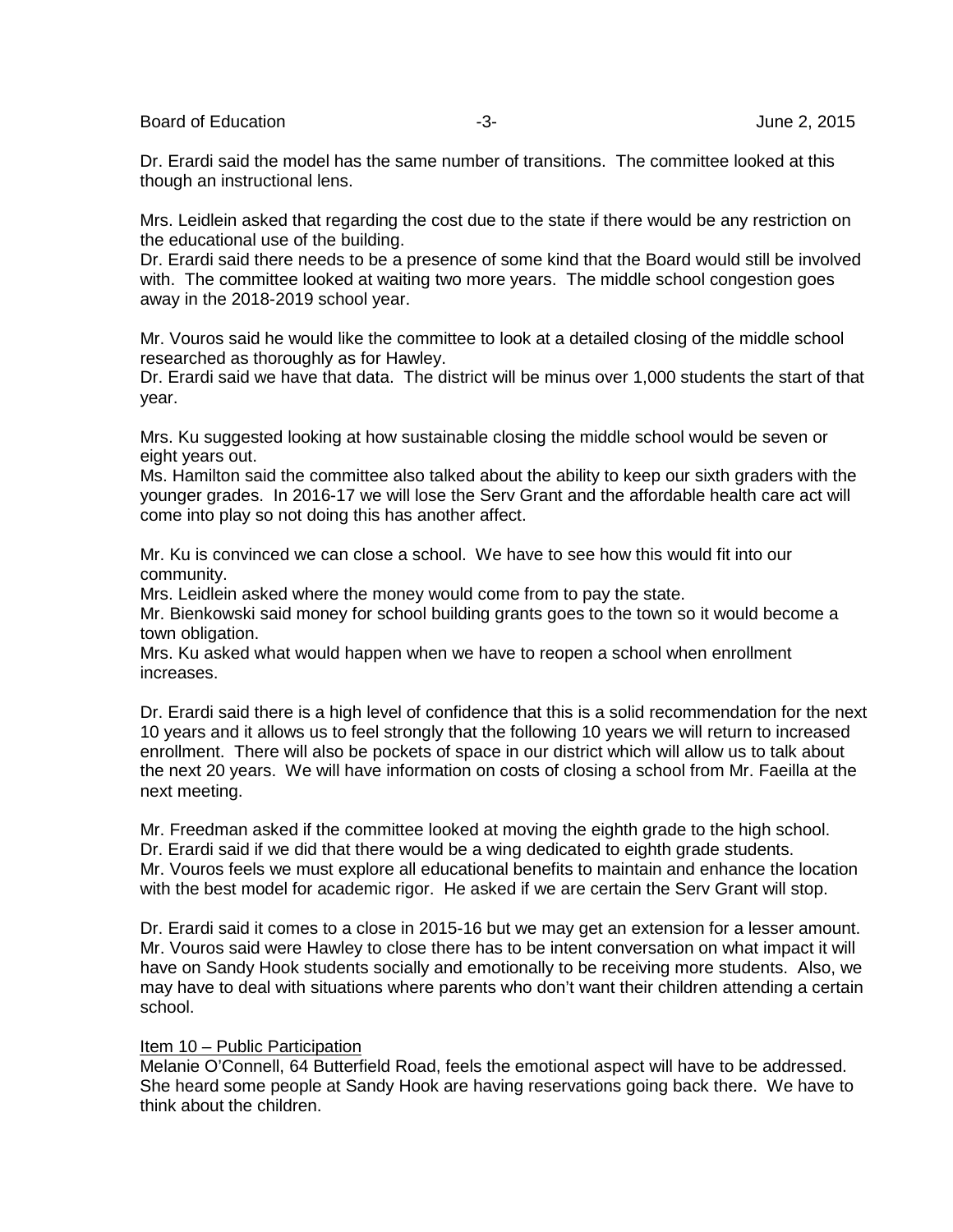Dr. Erardi said the model has the same number of transitions. The committee looked at this though an instructional lens.

Mrs. Leidlein asked that regarding the cost due to the state if there would be any restriction on the educational use of the building.
Dr. Erardi said there needs to be a presence of some kind that the Board would still be involved with. The committee looked at waiting two more years. The middle school congestion goes away in the 2018-2019 school year.

Mr. Vouros said he would like the committee to look at a detailed closing of the middle school researched as thoroughly as for Hawley.
Dr. Erardi said we have that data. The district will be minus over 1,000 students the start of that year.

Mrs. Ku suggested looking at how sustainable closing the middle school would be seven or eight years out.
Ms. Hamilton said the committee also talked about the ability to keep our sixth graders with the younger grades. In 2016-17 we will lose the Serv Grant and the affordable health care act will come into play so not doing this has another affect.

Mr. Ku is convinced we can close a school. We have to see how this would fit into our community.
Mrs. Leidlein asked where the money would come from to pay the state.
Mr. Bienkowski said money for school building grants goes to the town so it would become a town obligation.
Mrs. Ku asked what would happen when we have to reopen a school when enrollment increases.

Dr. Erardi said there is a high level of confidence that this is a solid recommendation for the next 10 years and it allows us to feel strongly that the following 10 years we will return to increased enrollment. There will also be pockets of space in our district which will allow us to talk about the next 20 years. We will have information on costs of closing a school from Mr. Faeilla at the next meeting.

Mr. Freedman asked if the committee looked at moving the eighth grade to the high school.
Dr. Erardi said if we did that there would be a wing dedicated to eighth grade students.
Mr. Vouros feels we must explore all educational benefits to maintain and enhance the location with the best model for academic rigor. He asked if we are certain the Serv Grant will stop.

Dr. Erardi said it comes to a close in 2015-16 but we may get an extension for a lesser amount.
Mr. Vouros said were Hawley to close there has to be intent conversation on what impact it will have on Sandy Hook students socially and emotionally to be receiving more students. Also, we may have to deal with situations where parents who don't want their children attending a certain school.

Item 10 – Public Participation
Melanie O'Connell, 64 Butterfield Road, feels the emotional aspect will have to be addressed. She heard some people at Sandy Hook are having reservations going back there. We have to think about the children.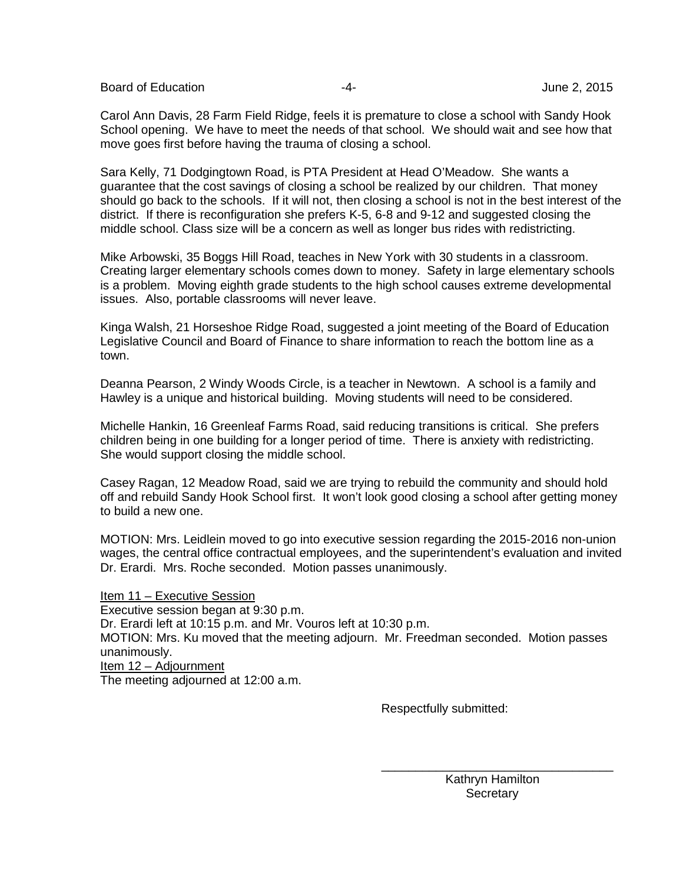Carol Ann Davis, 28 Farm Field Ridge, feels it is premature to close a school with Sandy Hook School opening. We have to meet the needs of that school. We should wait and see how that move goes first before having the trauma of closing a school.

Sara Kelly, 71 Dodgingtown Road, is PTA President at Head O'Meadow. She wants a guarantee that the cost savings of closing a school be realized by our children. That money should go back to the schools. If it will not, then closing a school is not in the best interest of the district. If there is reconfiguration she prefers K-5, 6-8 and 9-12 and suggested closing the middle school. Class size will be a concern as well as longer bus rides with redistricting.

Mike Arbowski, 35 Boggs Hill Road, teaches in New York with 30 students in a classroom. Creating larger elementary schools comes down to money. Safety in large elementary schools is a problem. Moving eighth grade students to the high school causes extreme developmental issues. Also, portable classrooms will never leave.

Kinga Walsh, 21 Horseshoe Ridge Road, suggested a joint meeting of the Board of Education Legislative Council and Board of Finance to share information to reach the bottom line as a town.

Deanna Pearson, 2 Windy Woods Circle, is a teacher in Newtown. A school is a family and Hawley is a unique and historical building. Moving students will need to be considered.

Michelle Hankin, 16 Greenleaf Farms Road, said reducing transitions is critical. She prefers children being in one building for a longer period of time. There is anxiety with redistricting. She would support closing the middle school.

Casey Ragan, 12 Meadow Road, said we are trying to rebuild the community and should hold off and rebuild Sandy Hook School first. It won't look good closing a school after getting money to build a new one.

MOTION: Mrs. Leidlein moved to go into executive session regarding the 2015-2016 non-union wages, the central office contractual employees, and the superintendent's evaluation and invited Dr. Erardi. Mrs. Roche seconded. Motion passes unanimously.

Item 11 – Executive Session
Executive session began at 9:30 p.m.
Dr. Erardi left at 10:15 p.m. and Mr. Vouros left at 10:30 p.m.
MOTION: Mrs. Ku moved that the meeting adjourn. Mr. Freedman seconded. Motion passes unanimously.
Item 12 – Adjournment
The meeting adjourned at 12:00 a.m.

Respectfully submitted:

\_\_\_\_\_\_\_\_\_\_\_\_\_\_\_\_\_\_\_\_\_\_\_\_\_\_\_\_\_\_\_\_\_\_

Kathryn Hamilton
Secretary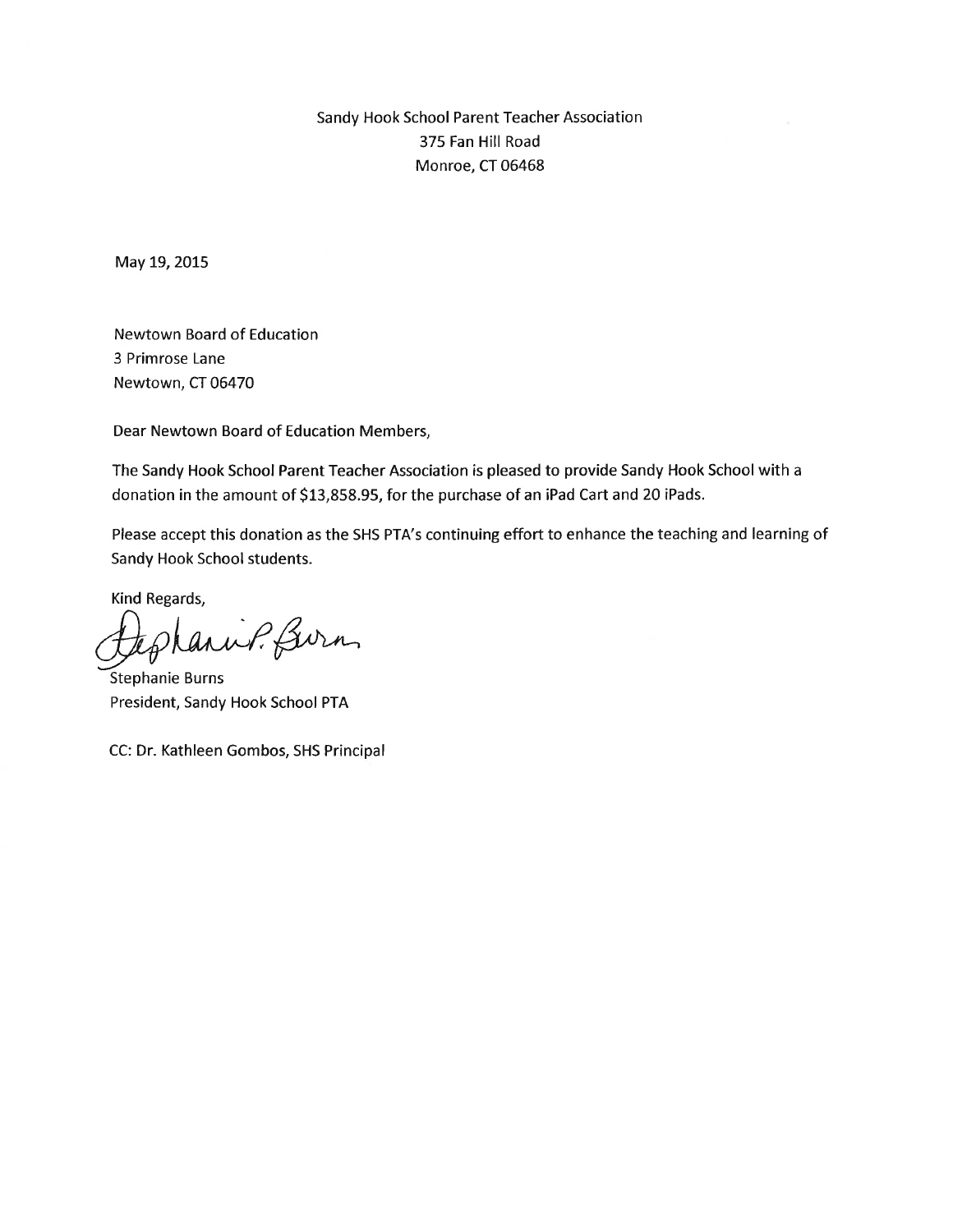Sandy Hook School Parent Teacher Association
375 Fan Hill Road
Monroe, CT 06468

May 19, 2015

Newtown Board of Education
3 Primrose Lane
Newtown, CT 06470

Dear Newtown Board of Education Members,

The Sandy Hook School Parent Teacher Association is pleased to provide Sandy Hook School with a donation in the amount of $13,858.95, for the purchase of an iPad Cart and 20 iPads.

Please accept this donation as the SHS PTA's continuing effort to enhance the teaching and learning of Sandy Hook School students.

Kind Regards,

Stephanie P. Burns

Stephanie Burns
President, Sandy Hook School PTA

CC: Dr. Kathleen Gombos, SHS Principal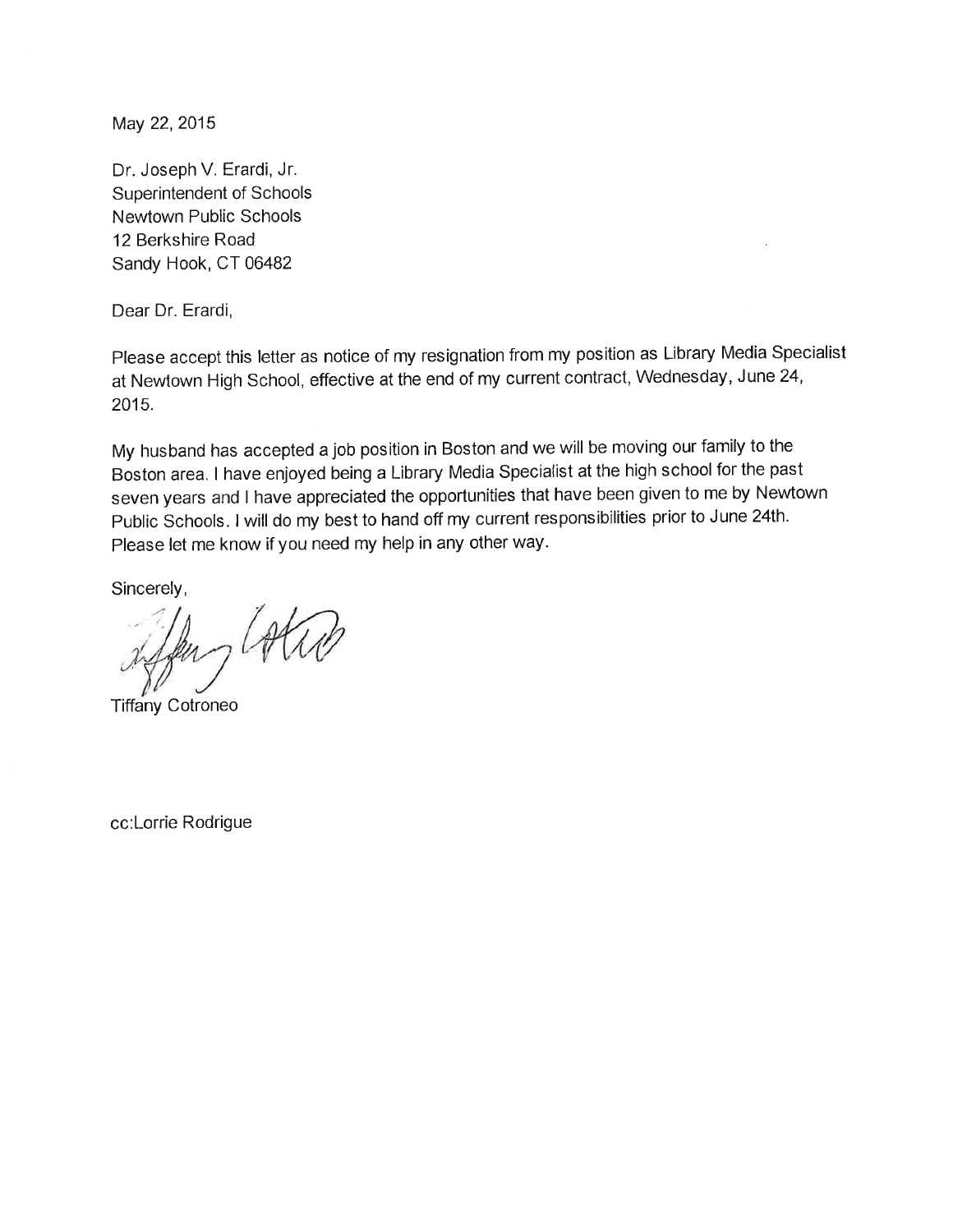May 22, 2015

Dr. Joseph V. Erardi, Jr.
Superintendent of Schools
Newtown Public Schools
12 Berkshire Road
Sandy Hook, CT 06482

Dear Dr. Erardi,

Please accept this letter as notice of my resignation from my position as Library Media Specialist at Newtown High School, effective at the end of my current contract, Wednesday, June 24, 2015.

My husband has accepted a job position in Boston and we will be moving our family to the Boston area. I have enjoyed being a Library Media Specialist at the high school for the past seven years and I have appreciated the opportunities that have been given to me by Newtown Public Schools. I will do my best to hand off my current responsibilities prior to June 24th. Please let me know if you need my help in any other way.

Sincerely,

Tiffany Cotroneo

cc:Lorrie Rodrigue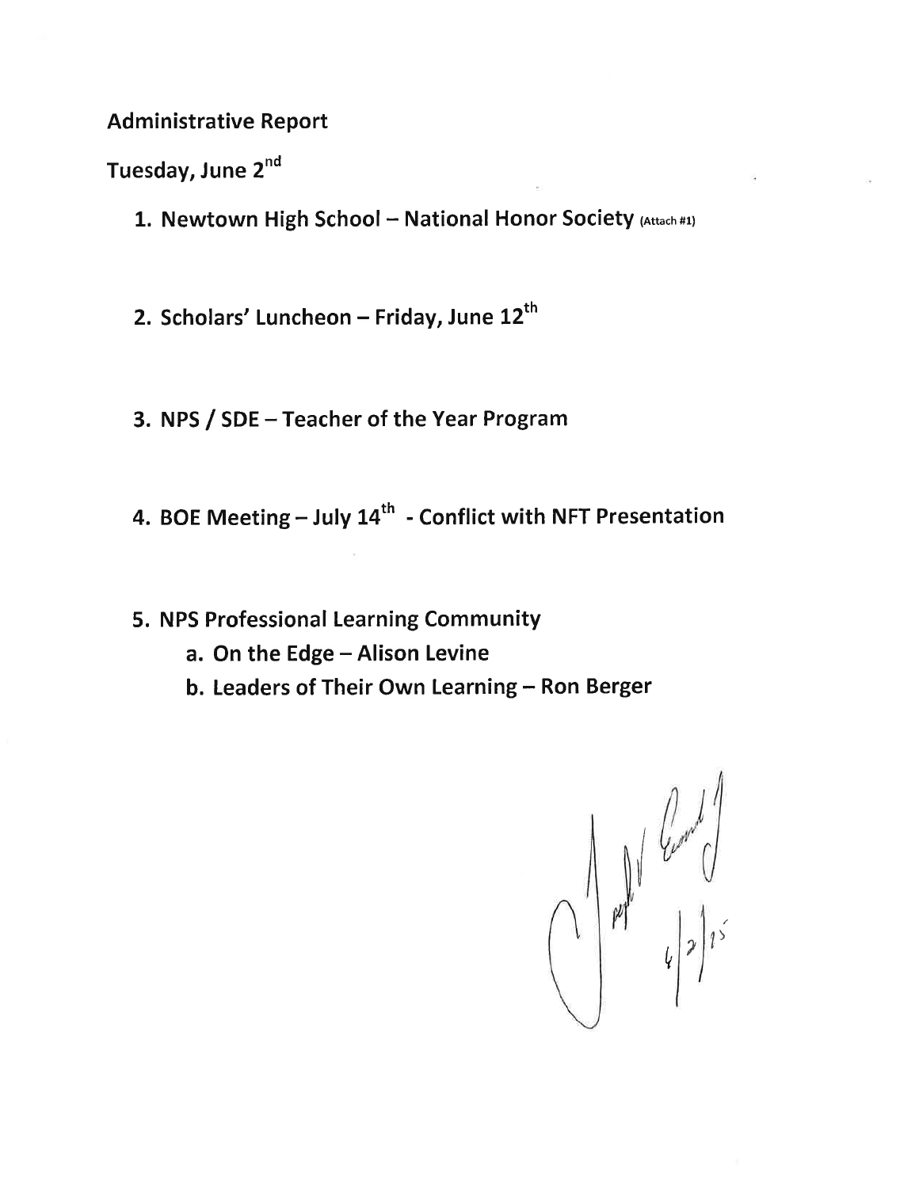**Administrative Report**

**Tuesday, June 2nd**

1. **Newtown High School – National Honor Society** (Attach #1)

2. **Scholars' Luncheon – Friday, June 12th**

3. **NPS / SDE – Teacher of the Year Program**

4. **BOE Meeting – July 14th - Conflict with NFT Presentation**

5. **NPS Professional Learning Community**
   a. **On the Edge – Alison Levine**
   b. **Leaders of Their Own Learning – Ron Berger**

6/2/15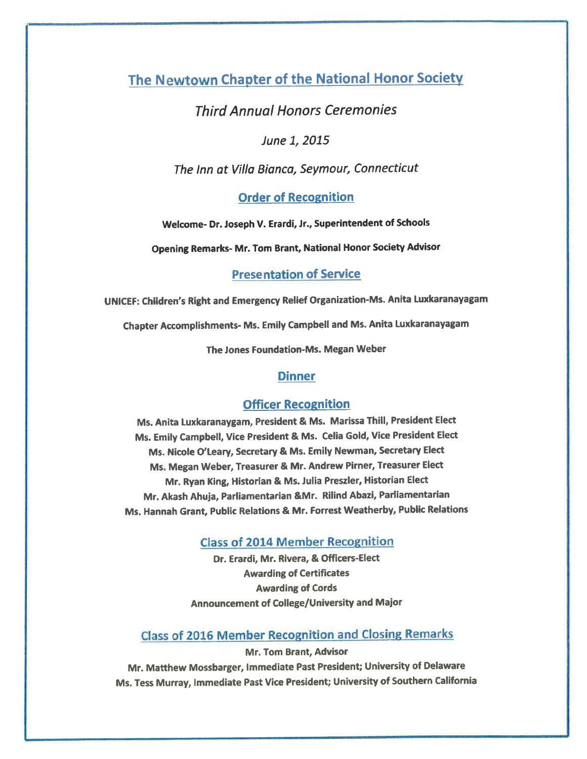# The Newtown Chapter of the National Honor Society

*Third Annual Honors Ceremonies*

*June 1, 2015*

*The Inn at Villa Bianca, Seymour, Connecticut*

## Order of Recognition

**Welcome- Dr. Joseph V. Erardi, Jr., Superintendent of Schools**

**Opening Remarks- Mr. Tom Brant, National Honor Society Advisor**

## Presentation of Service

**UNICEF: Children's Right and Emergency Relief Organization-Ms. Anita Luxkaranayagam**

**Chapter Accomplishments- Ms. Emily Campbell and Ms. Anita Luxkaranayagam**

**The Jones Foundation-Ms. Megan Weber**

## Dinner

## Officer Recognition

**Ms. Anita Luxkaranaygam, President & Ms. Marissa Thill, President Elect**
**Ms. Emily Campbell, Vice President & Ms. Celia Gold, Vice President Elect**
**Ms. Nicole O'Leary, Secretary & Ms. Emily Newman, Secretary Elect**
**Ms. Megan Weber, Treasurer & Mr. Andrew Pirner, Treasurer Elect**
**Mr. Ryan King, Historian & Ms. Julia Preszler, Historian Elect**
**Mr. Akash Ahuja, Parliamentarian &Mr. Rilind Abazi, Parliamentarian**
**Ms. Hannah Grant, Public Relations & Mr. Forrest Weatherby, Public Relations**

## Class of 2014 Member Recognition

**Dr. Erardi, Mr. Rivera, & Officers-Elect**
**Awarding of Certificates**
**Awarding of Cords**
**Announcement of College/University and Major**

## Class of 2016 Member Recognition and Closing Remarks

**Mr. Tom Brant, Advisor**
**Mr. Matthew Mossbarger, Immediate Past President; University of Delaware**
**Ms. Tess Murray, Immediate Past Vice President; University of Southern California**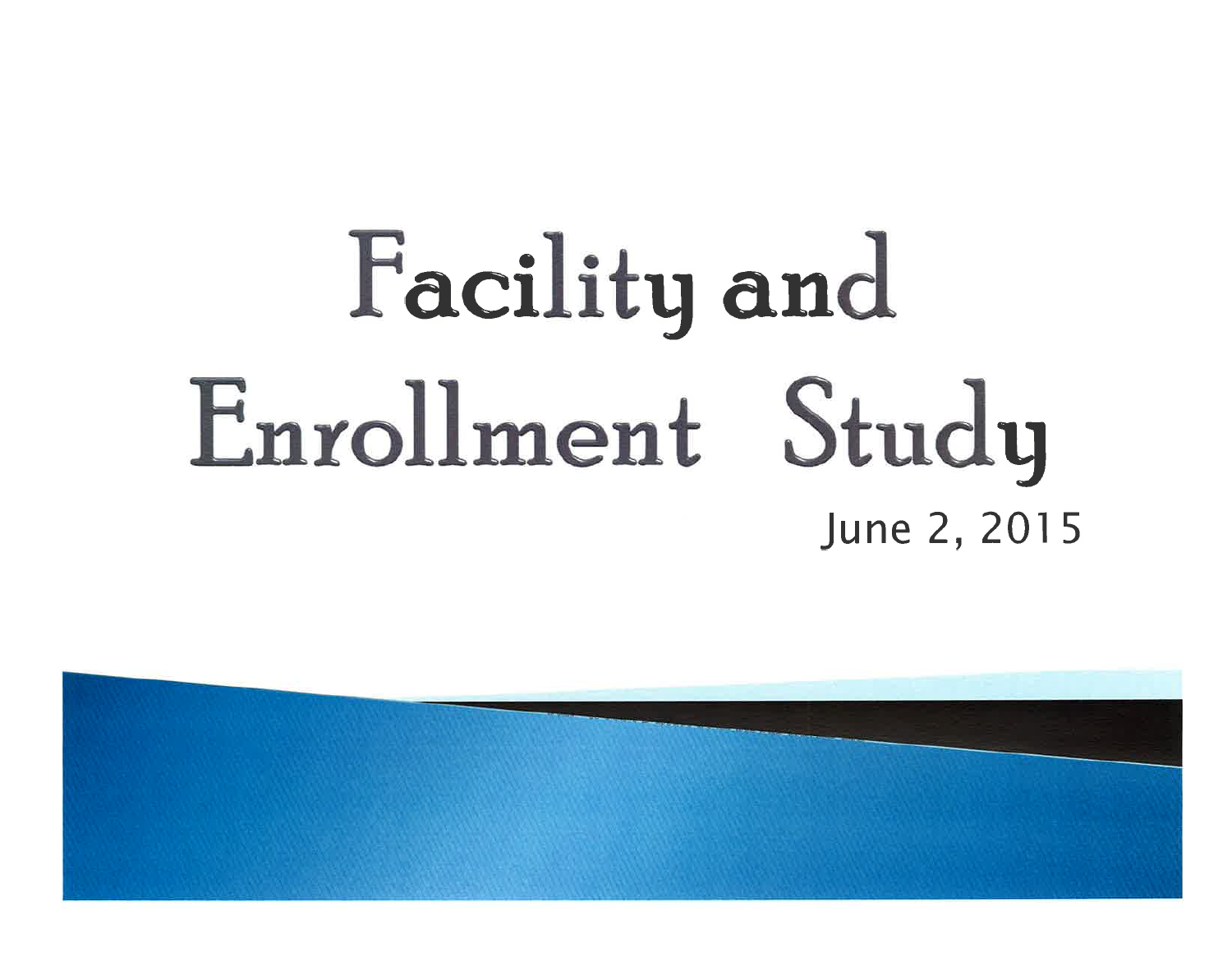# Facility and Enrollment Study

June 2, 2015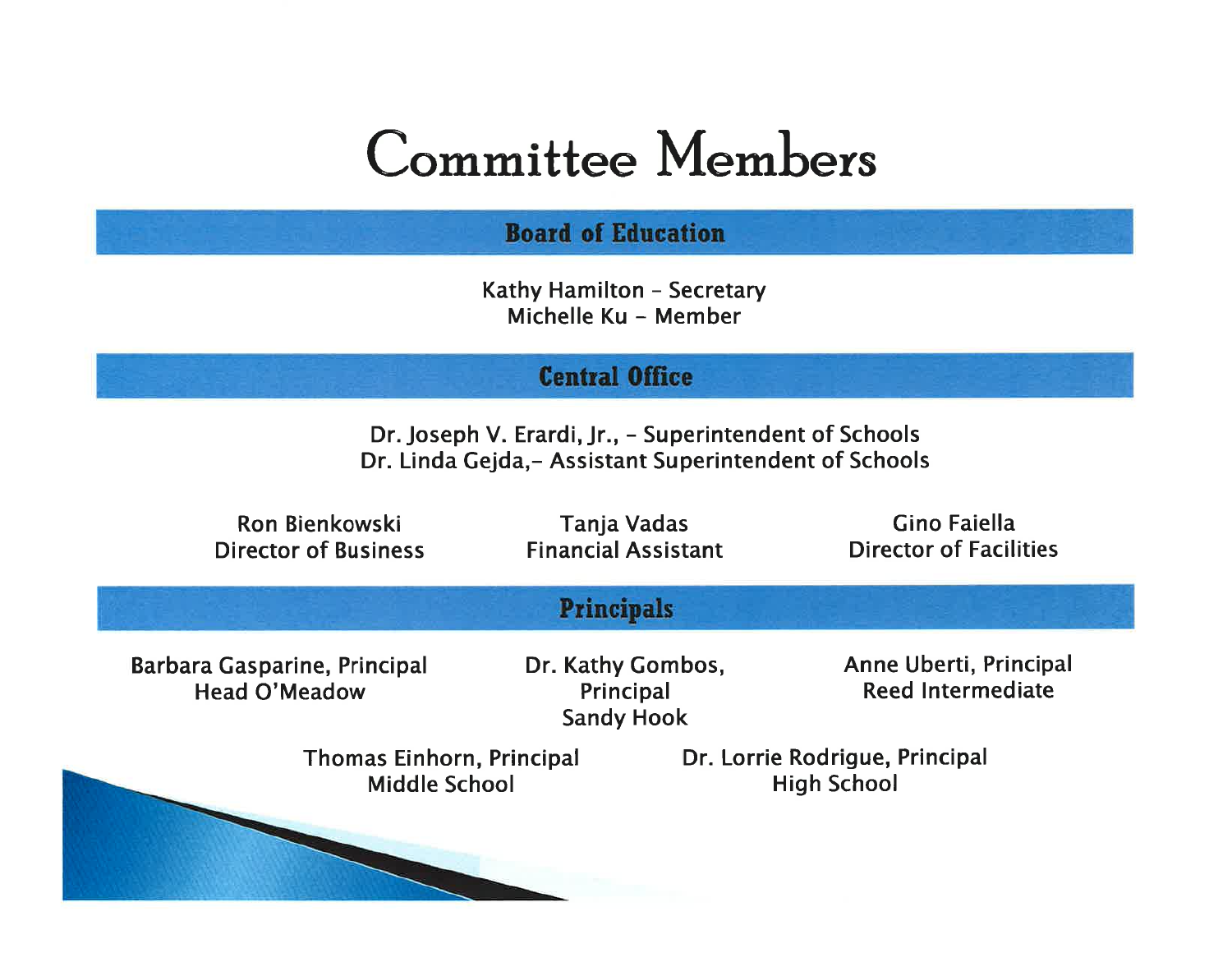# Committee Members

## Board of Education

Kathy Hamilton – Secretary
Michelle Ku – Member

## Central Office

Dr. Joseph V. Erardi, Jr., – Superintendent of Schools
Dr. Linda Gejda,– Assistant Superintendent of Schools

Ron Bienkowski
Director of Business

Tanja Vadas
Financial Assistant

Gino Faiella
Director of Facilities

## Principals

Barbara Gasparine, Principal
Head O'Meadow

Dr. Kathy Gombos, Principal
Sandy Hook

Anne Uberti, Principal
Reed Intermediate

Thomas Einhorn, Principal
Middle School

Dr. Lorrie Rodrigue, Principal
High School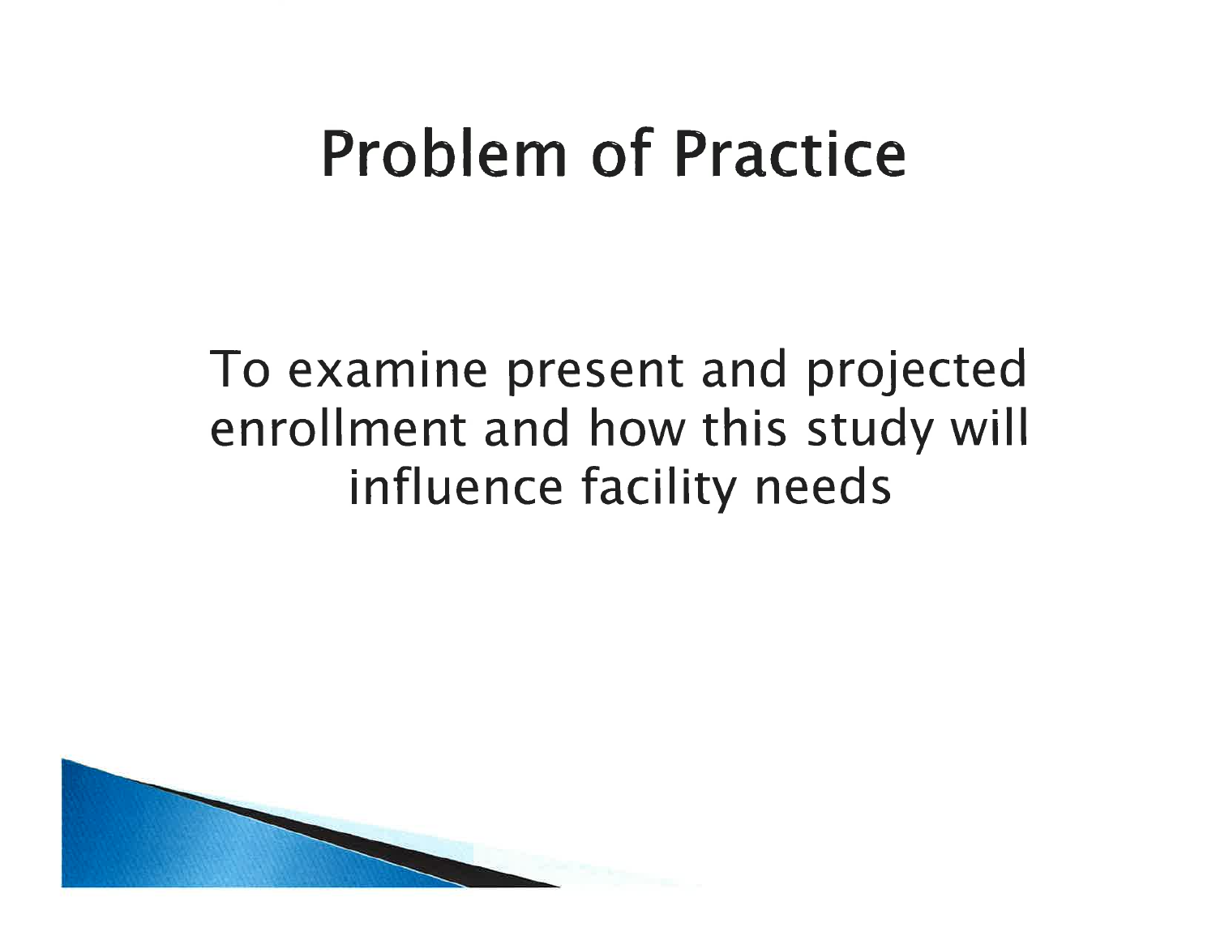# Problem of Practice

To examine present and projected enrollment and how this study will influence facility needs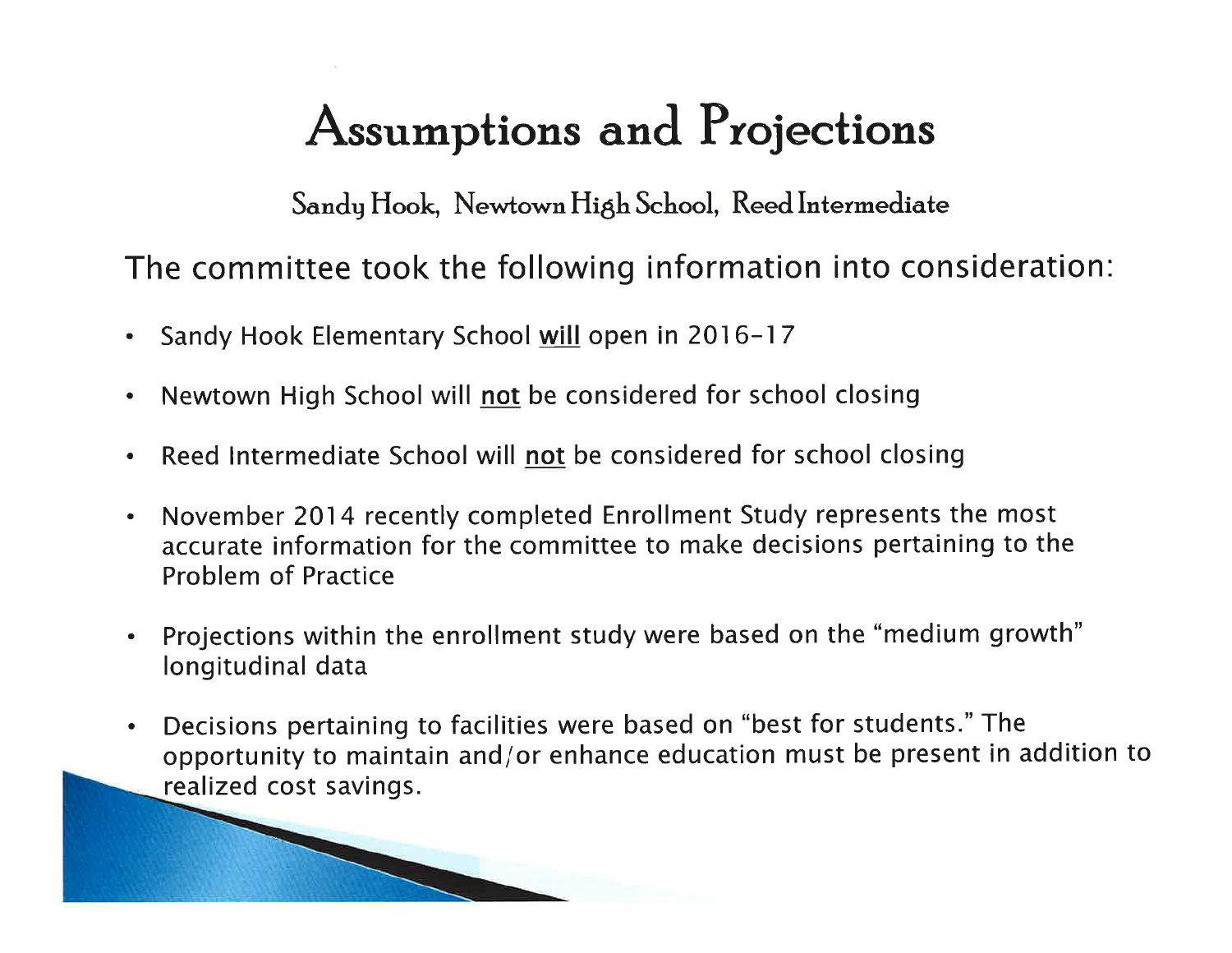# Assumptions and Projections

Sandy Hook, Newtown High School, Reed Intermediate

The committee took the following information into consideration:

- Sandy Hook Elementary School <u>will</u> open in 2016-17
- Newtown High School will <u>not</u> be considered for school closing
- Reed Intermediate School will <u>not</u> be considered for school closing
- November 2014 recently completed Enrollment Study represents the most accurate information for the committee to make decisions pertaining to the Problem of Practice
- Projections within the enrollment study were based on the "medium growth" longitudinal data
- Decisions pertaining to facilities were based on "best for students." The opportunity to maintain and/or enhance education must be present in addition to realized cost savings.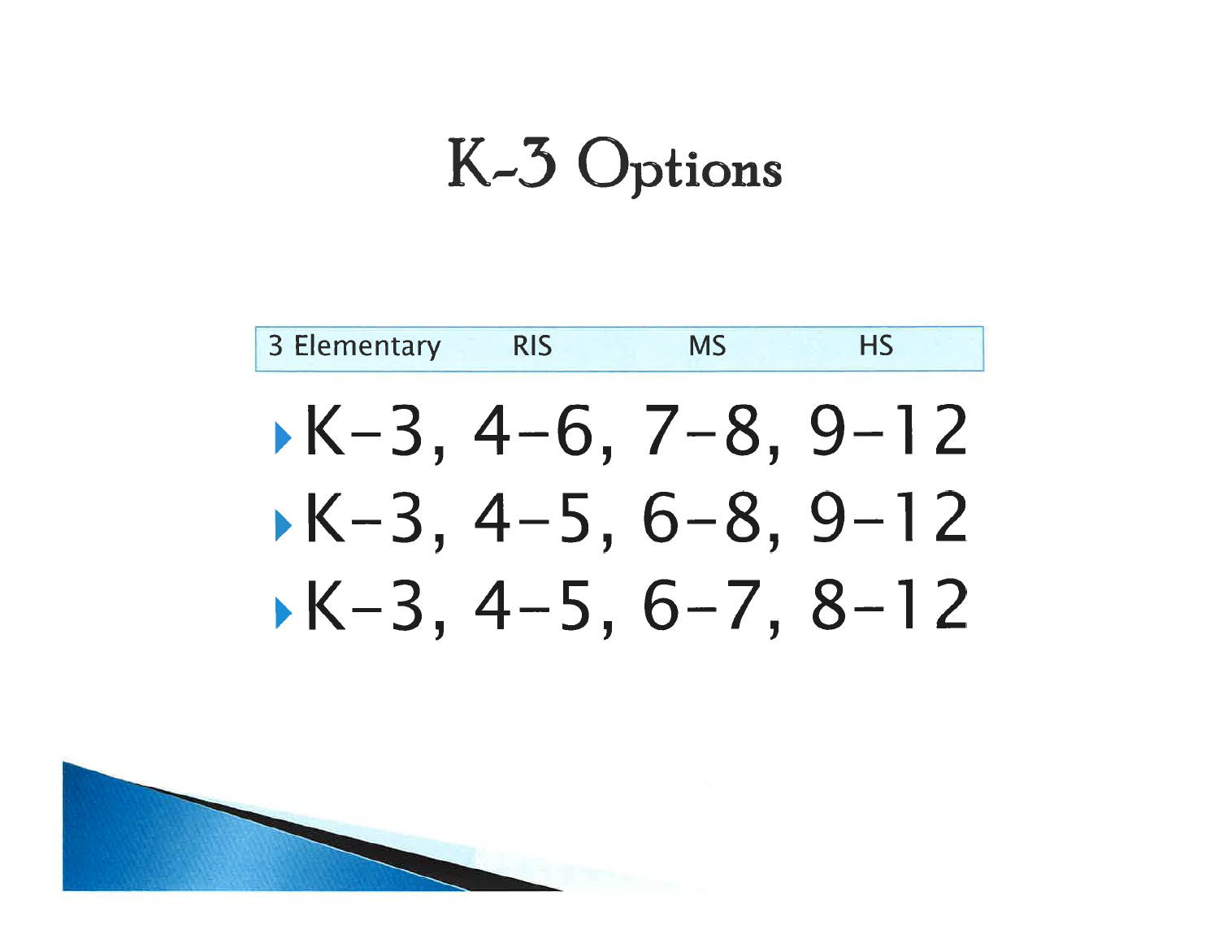# K-3 Options

| 3 Elementary | RIS | MS | HS |
|---|---|---|---|

- K-3, 4-6, 7-8, 9-12
- K-3, 4-5, 6-8, 9-12
- K-3, 4-5, 6-7, 8-12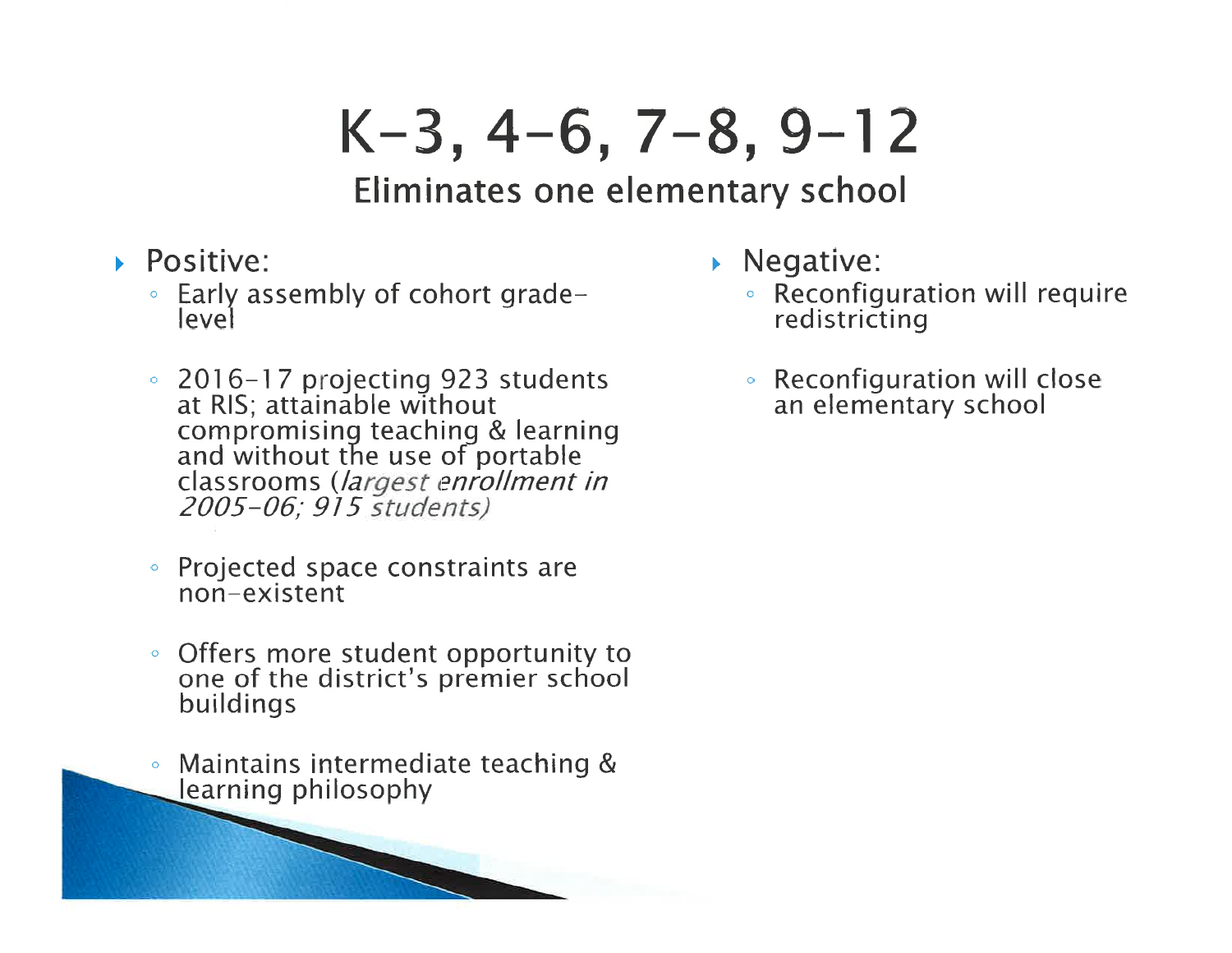# K-3, 4-6, 7-8, 9-12

## Eliminates one elementary school

- Positive:
  - Early assembly of cohort grade-level
  - 2016-17 projecting 923 students at RIS; attainable without compromising teaching & learning and without the use of portable classrooms (*largest enrollment in 2005-06; 915 students)*
  - Projected space constraints are non-existent
  - Offers more student opportunity to one of the district's premier school buildings
  - Maintains intermediate teaching & learning philosophy

- Negative:
  - Reconfiguration will require redistricting
  - Reconfiguration will close an elementary school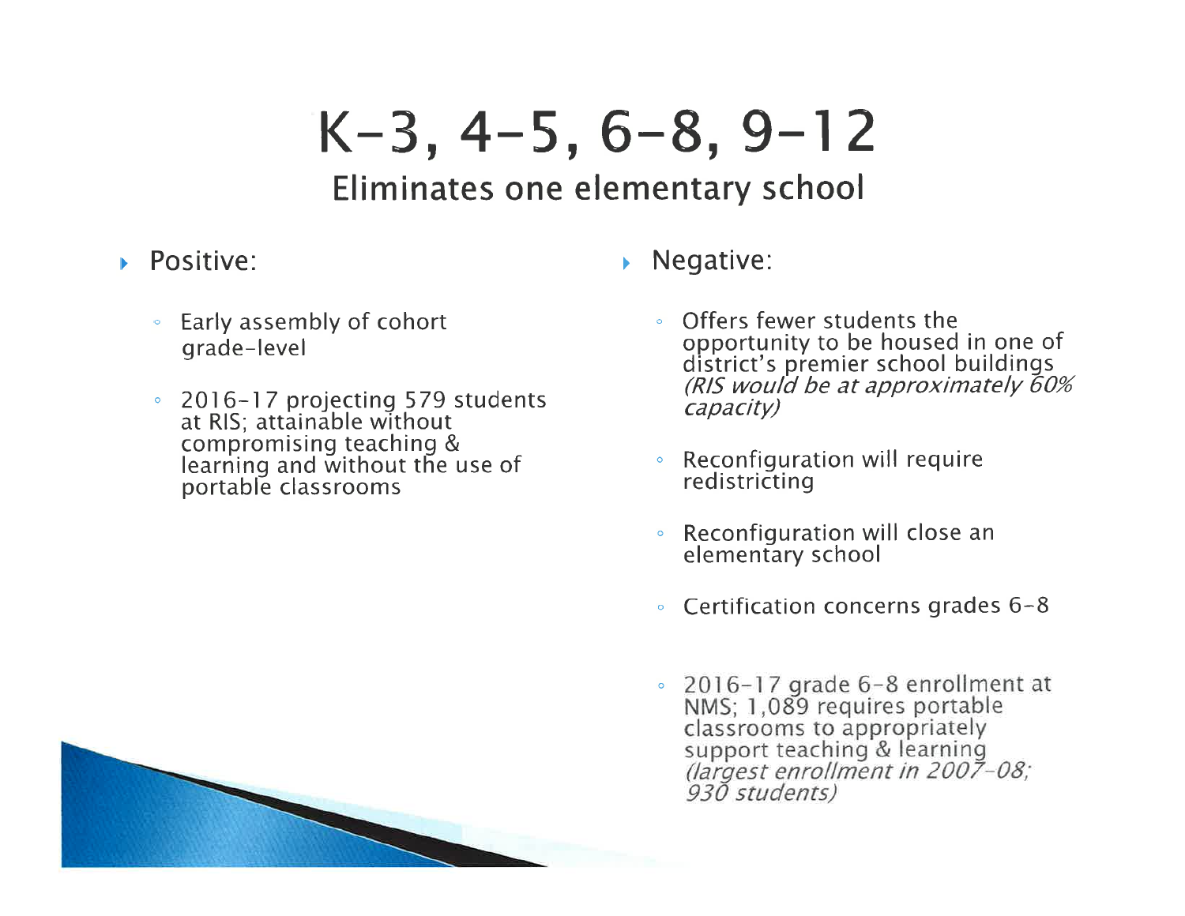# K-3, 4-5, 6-8, 9-12

## Eliminates one elementary school

- Positive:
  - Early assembly of cohort grade-level
  - 2016-17 projecting 579 students at RIS; attainable without compromising teaching & learning and without the use of portable classrooms

- Negative:
  - Offers fewer students the opportunity to be housed in one of district's premier school buildings *(RIS would be at approximately 60% capacity)*
  - Reconfiguration will require redistricting
  - Reconfiguration will close an elementary school
  - Certification concerns grades 6-8
  - 2016-17 grade 6-8 enrollment at NMS; 1,089 requires portable classrooms to appropriately support teaching & learning *(largest enrollment in 2007-08; 930 students)*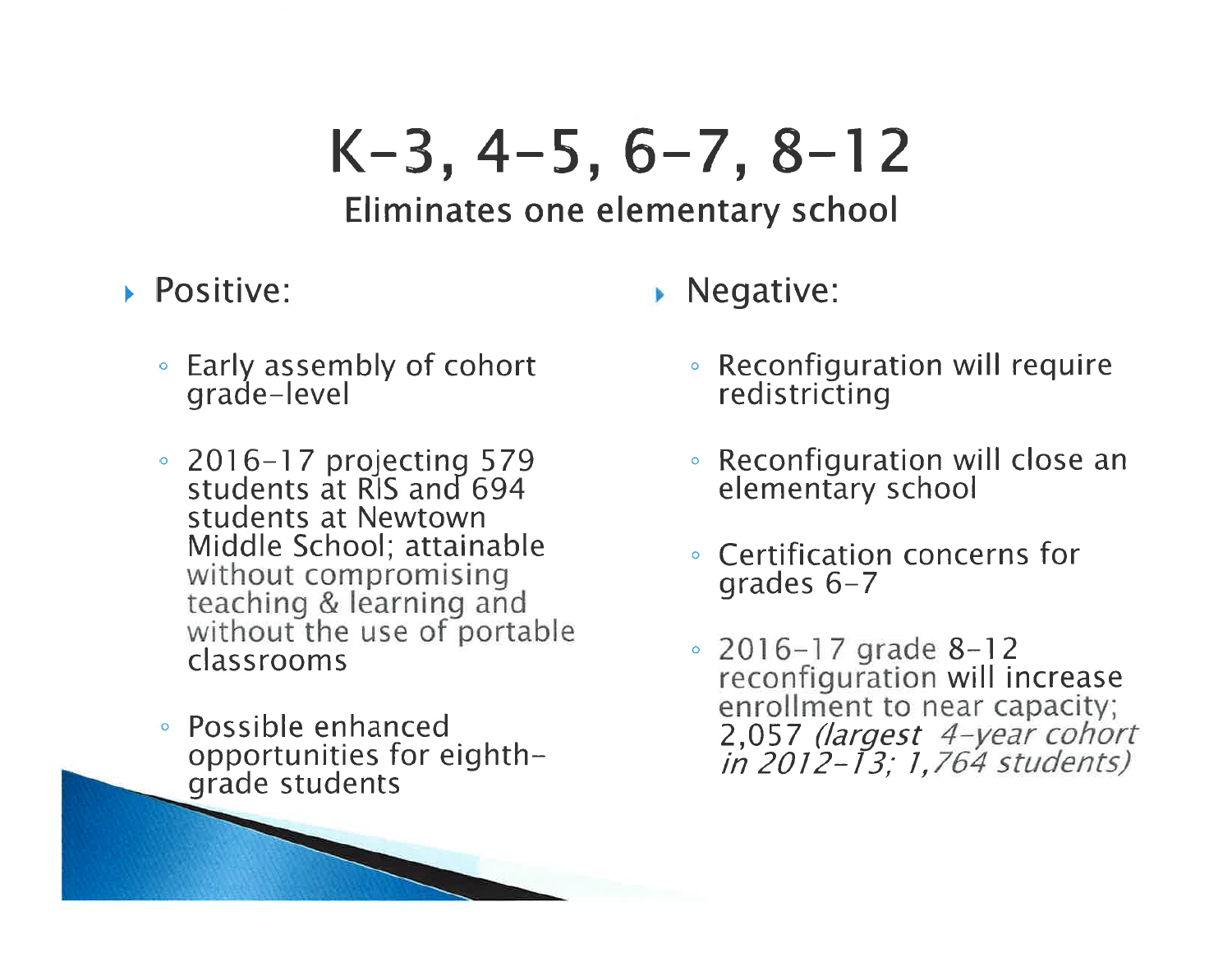# K-3, 4-5, 6-7, 8-12

## Eliminates one elementary school

- Positive:
  - Early assembly of cohort grade-level
  - 2016-17 projecting 579 students at RIS and 694 students at Newtown Middle School; attainable without compromising teaching & learning and without the use of portable classrooms
  - Possible enhanced opportunities for eighth-grade students
- Negative:
  - Reconfiguration will require redistricting
  - Reconfiguration will close an elementary school
  - Certification concerns for grades 6-7
  - 2016-17 grade 8-12 reconfiguration will increase enrollment to near capacity; 2,057 *(largest 4-year cohort in 2012-13; 1,764 students)*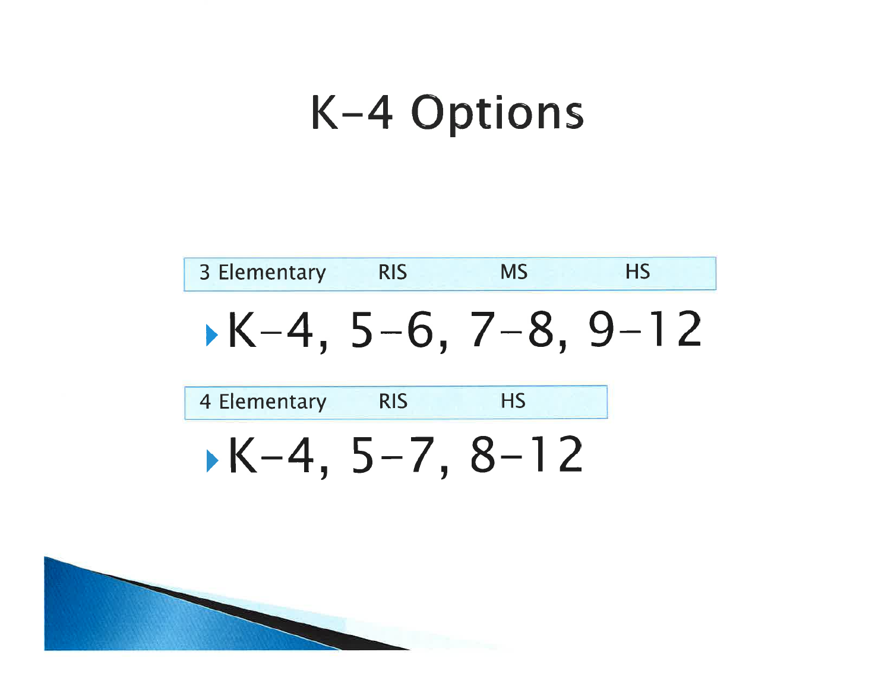# K-4 Options

| 3 Elementary | RIS | MS | HS |
| --- | --- | --- | --- |

- K-4, 5-6, 7-8, 9-12

| 4 Elementary | RIS | HS |
| --- | --- | --- |

- K-4, 5-7, 8-12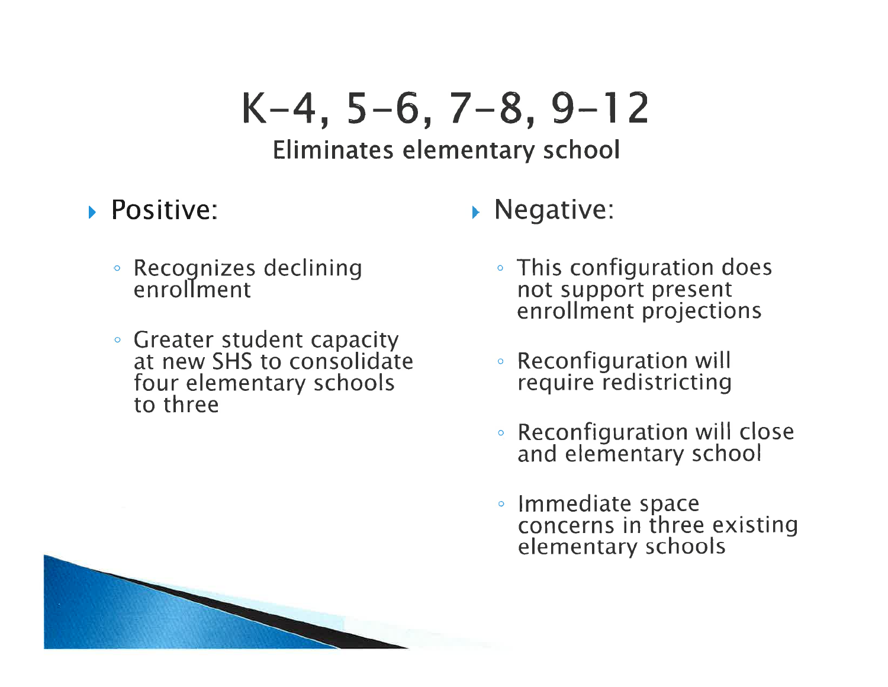# K-4, 5-6, 7-8, 9-12

## Eliminates elementary school

- Positive:
  - Recognizes declining enrollment
  - Greater student capacity at new SHS to consolidate four elementary schools to three

- Negative:
  - This configuration does not support present enrollment projections
  - Reconfiguration will require redistricting
  - Reconfiguration will close and elementary school
  - Immediate space concerns in three existing elementary schools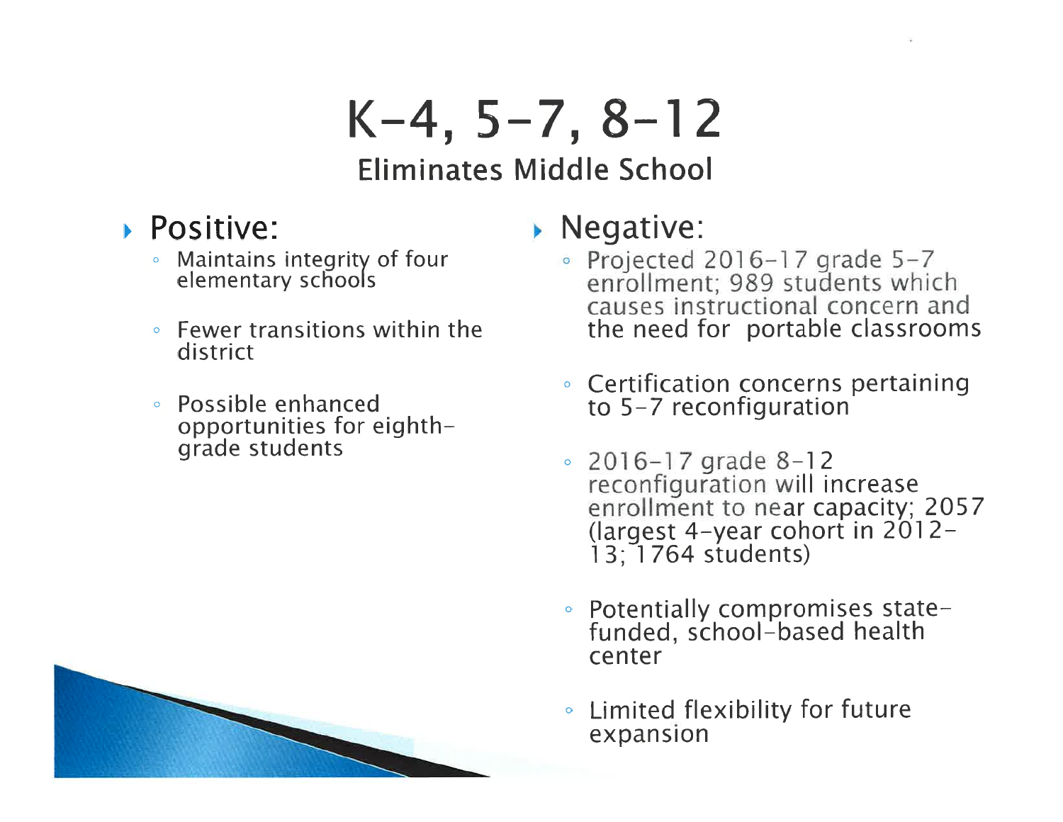# K-4, 5-7, 8-12

## Eliminates Middle School

- **Positive:**
  - Maintains integrity of four elementary schools
  - Fewer transitions within the district
  - Possible enhanced opportunities for eighth-grade students

- **Negative:**
  - Projected 2016-17 grade 5-7 enrollment; 989 students which causes instructional concern and the need for portable classrooms
  - Certification concerns pertaining to 5-7 reconfiguration
  - 2016-17 grade 8-12 reconfiguration will increase enrollment to near capacity; 2057 (largest 4-year cohort in 2012-13; 1764 students)
  - Potentially compromises state-funded, school-based health center
  - Limited flexibility for future expansion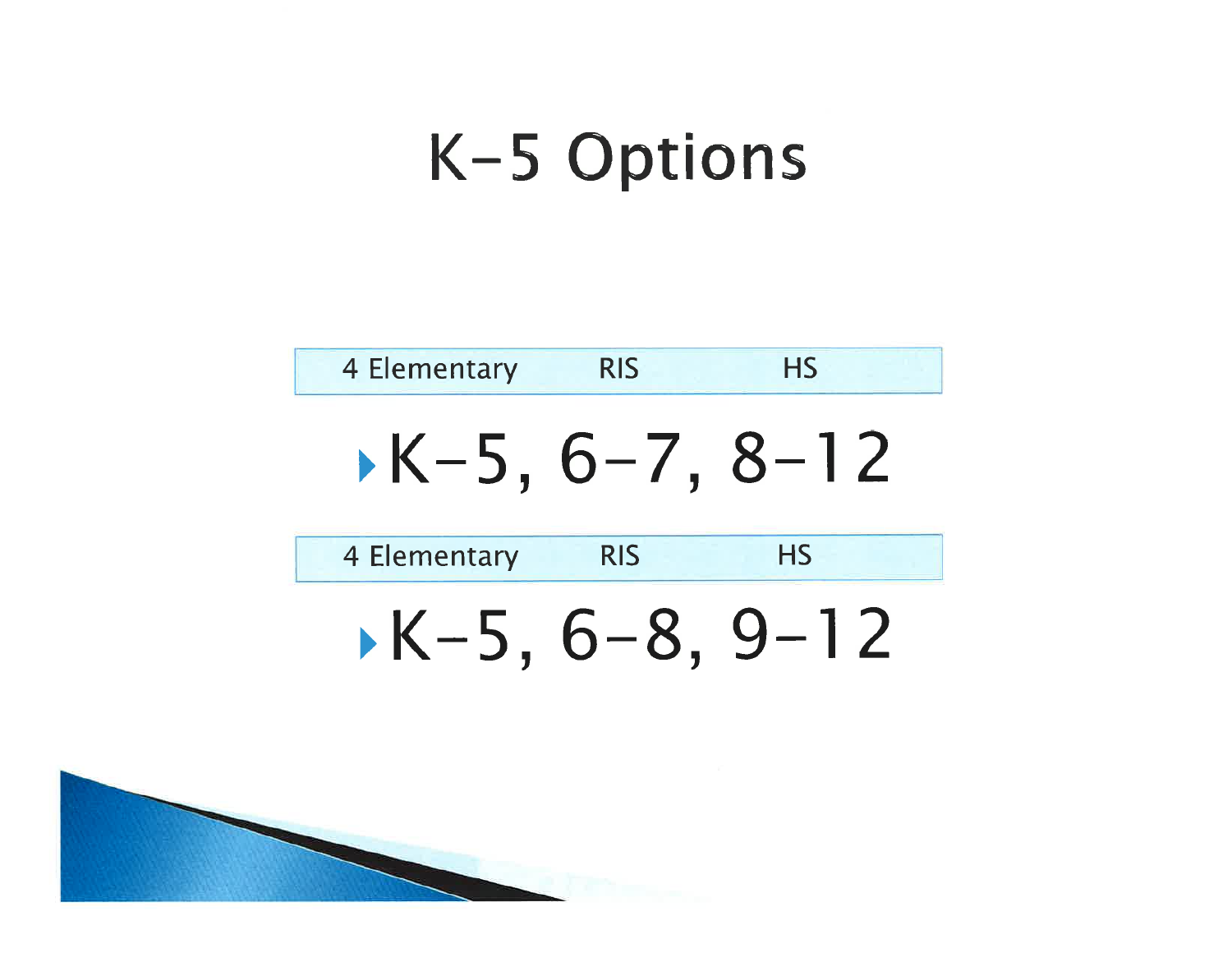# K-5 Options

| 4 Elementary | RIS | HS |
|---|---|---|

- K-5, 6-7, 8-12

| 4 Elementary | RIS | HS |
|---|---|---|

- K-5, 6-8, 9-12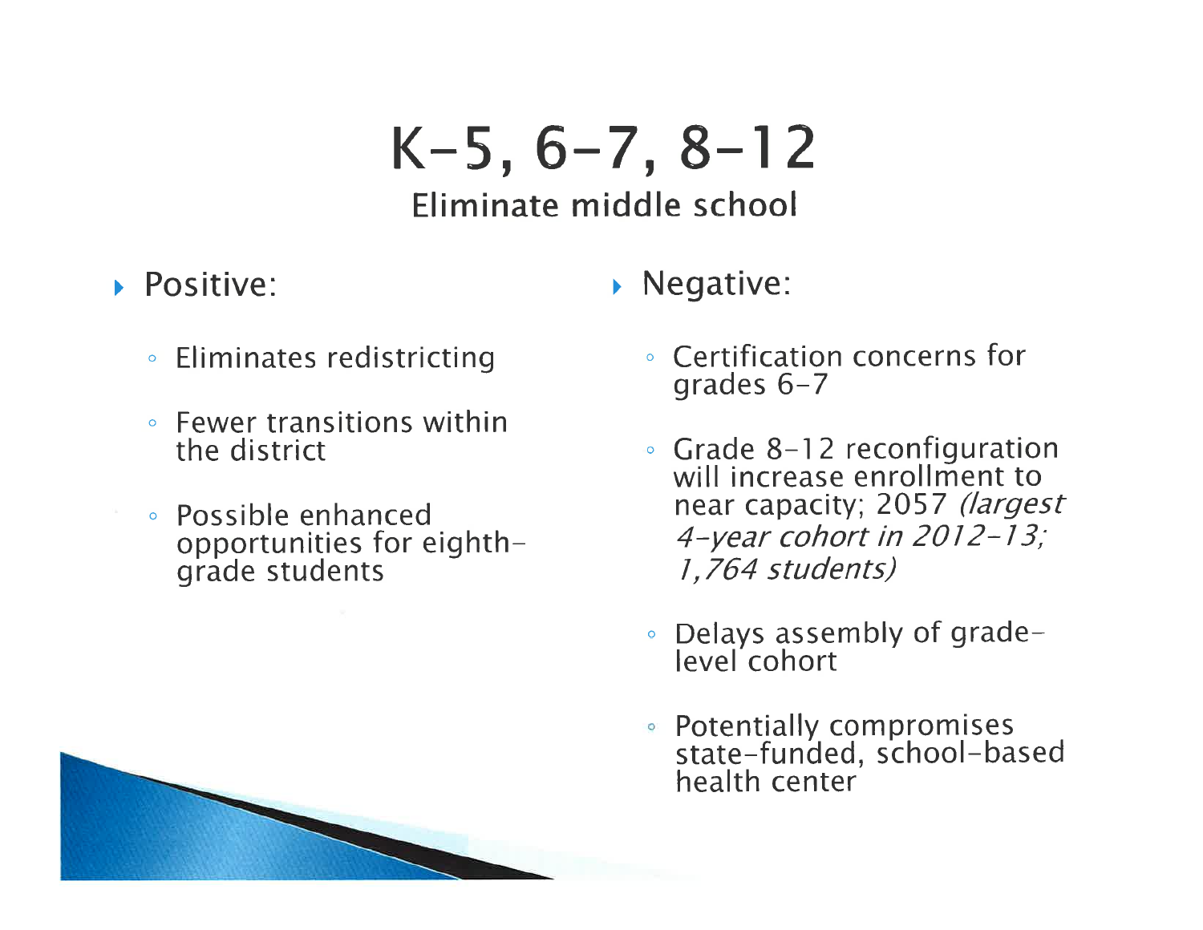# K-5, 6-7, 8-12

## Eliminate middle school

- Positive:
  - Eliminates redistricting
  - Fewer transitions within the district
  - Possible enhanced opportunities for eighth-grade students

- Negative:
  - Certification concerns for grades 6-7
  - Grade 8-12 reconfiguration will increase enrollment to near capacity; 2057 *(largest 4-year cohort in 2012-13; 1,764 students)*
  - Delays assembly of grade-level cohort
  - Potentially compromises state-funded, school-based health center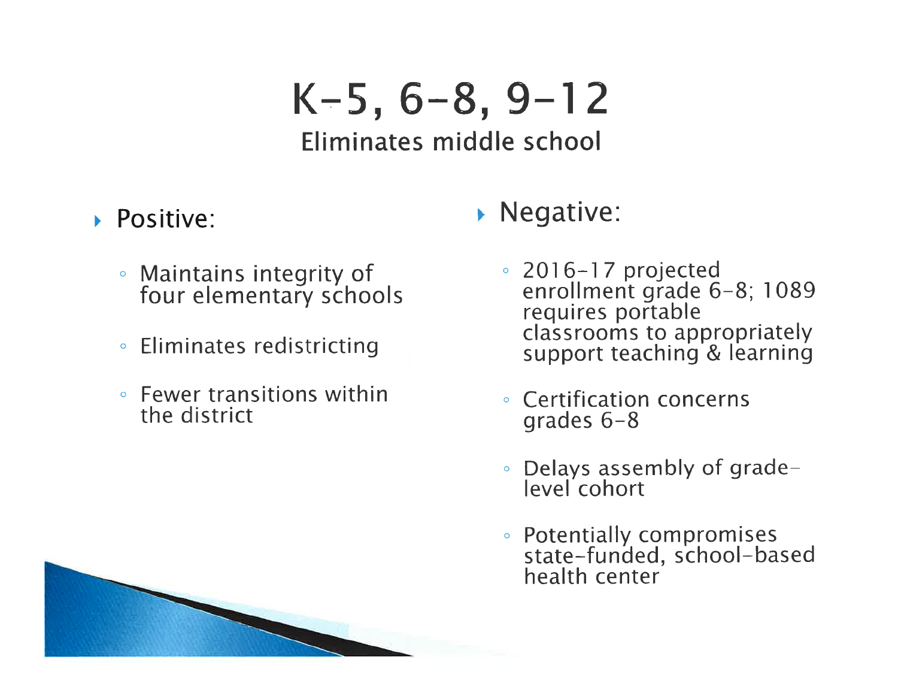# K-5, 6-8, 9-12

## Eliminates middle school

- Positive:
  - Maintains integrity of four elementary schools
  - Eliminates redistricting
  - Fewer transitions within the district

- Negative:
  - 2016-17 projected enrollment grade 6-8; 1089 requires portable classrooms to appropriately support teaching & learning
  - Certification concerns grades 6-8
  - Delays assembly of grade-level cohort
  - Potentially compromises state-funded, school-based health center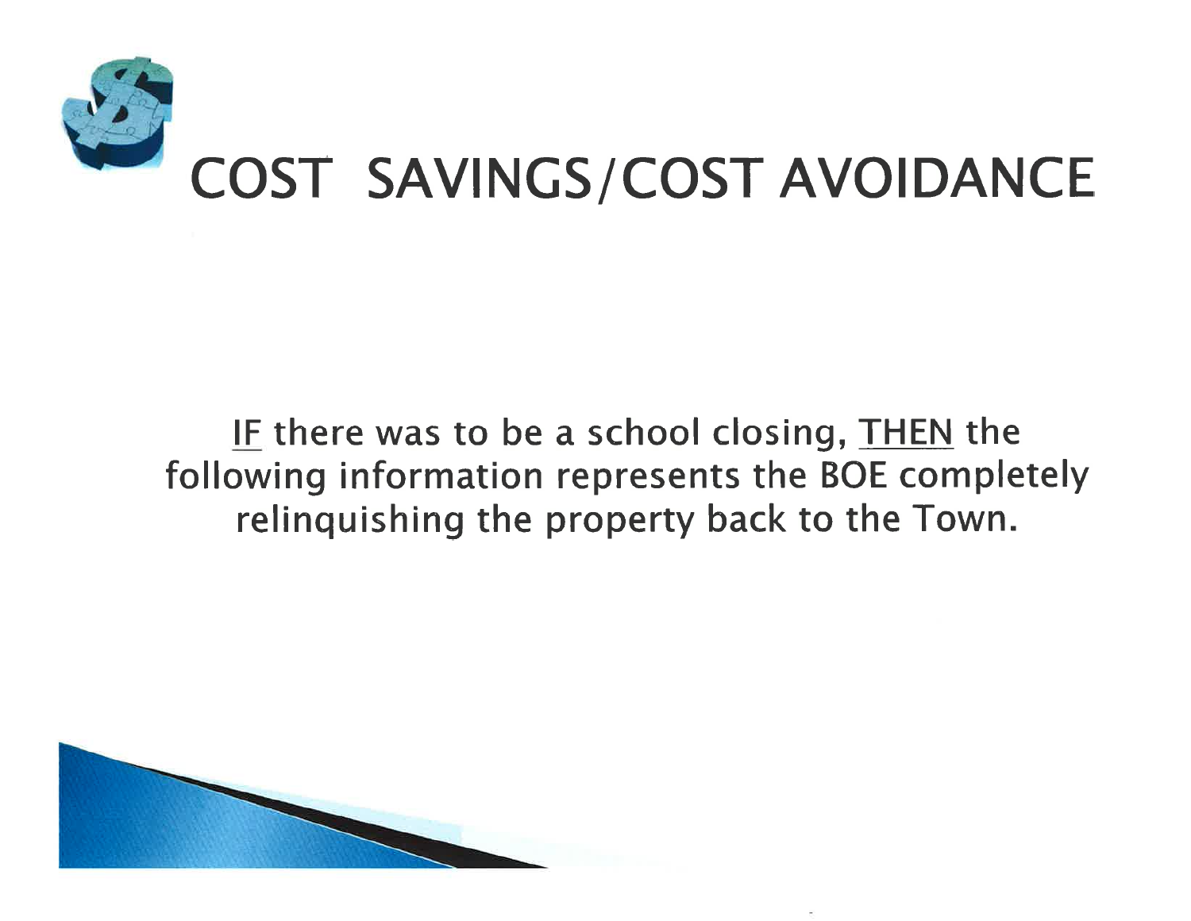# COST SAVINGS/COST AVOIDANCE

<u>IF</u> there was to be a school closing, <u>THEN</u> the following information represents the BOE completely relinquishing the property back to the Town.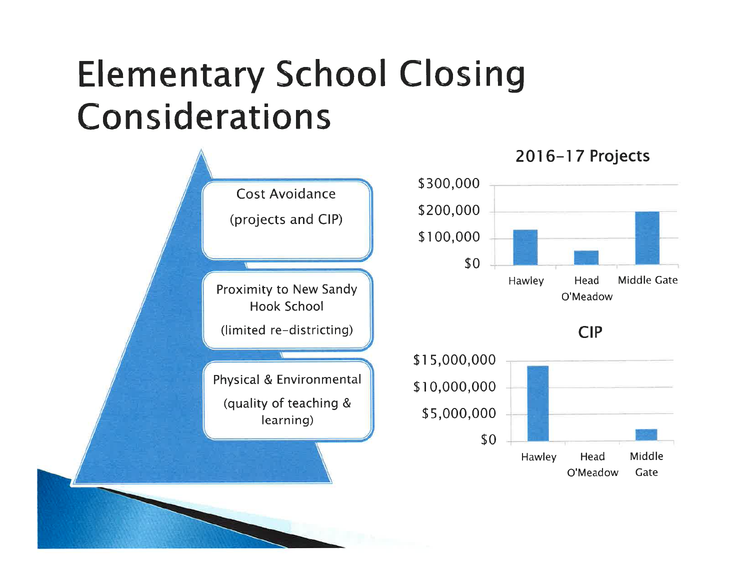# Elementary School Closing Considerations

- Cost Avoidance (projects and CIP)
- Proximity to New Sandy Hook School (limited re-districting)
- Physical & Environmental (quality of teaching & learning)

**2016-17 Projects**

$300,000
$200,000
$100,000
$0

Hawley | Head O'Meadow | Middle Gate

**CIP**

$15,000,000
$10,000,000
$5,000,000
$0

Hawley | Head O'Meadow | Middle Gate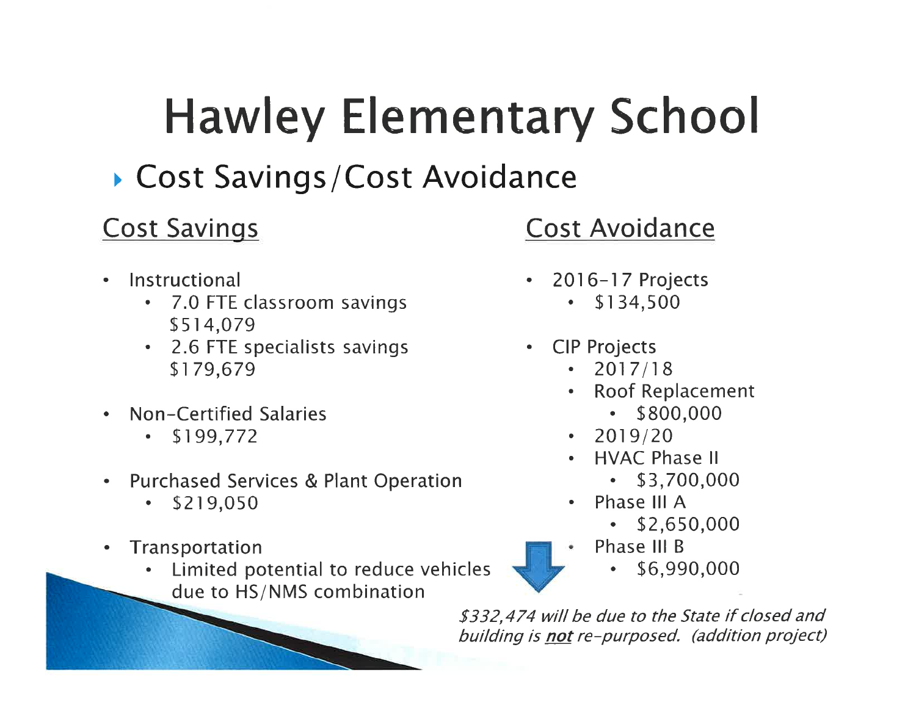# Hawley Elementary School

## Cost Savings/Cost Avoidance

### Cost Savings

- Instructional
  - 7.0 FTE classroom savings $514,079
  - 2.6 FTE specialists savings $179,679
- Non-Certified Salaries
  - $199,772
- Purchased Services & Plant Operation
  - $219,050
- Transportation
  - Limited potential to reduce vehicles due to HS/NMS combination

### Cost Avoidance

- 2016-17 Projects
  - $134,500
- CIP Projects
  - 2017/18
  - Roof Replacement
    - $800,000
  - 2019/20
  - HVAC Phase II
    - $3,700,000
  - Phase III A
    - $2,650,000
  - Phase III B
    - $6,990,000

*$332,474 will be due to the State if closed and building is **not** re-purposed. (addition project)*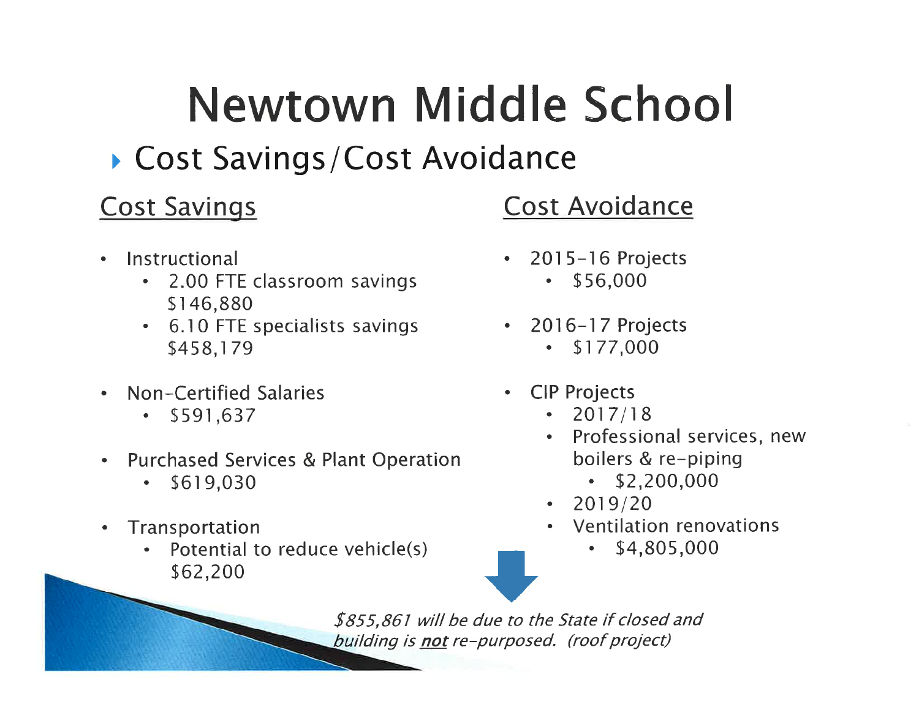# Newtown Middle School

- Cost Savings/Cost Avoidance

## Cost Savings

- Instructional
  - 2.00 FTE classroom savings $146,880
  - 6.10 FTE specialists savings $458,179
- Non-Certified Salaries
  - $591,637
- Purchased Services & Plant Operation
  - $619,030
- Transportation
  - Potential to reduce vehicle(s) $62,200

## Cost Avoidance

- 2015-16 Projects
  - $56,000
- 2016-17 Projects
  - $177,000
- CIP Projects
  - 2017/18
  - Professional services, new boilers & re-piping
    - $2,200,000
  - 2019/20
  - Ventilation renovations
    - $4,805,000

*$855,861 will be due to the State if closed and building is **not** re-purposed. (roof project)*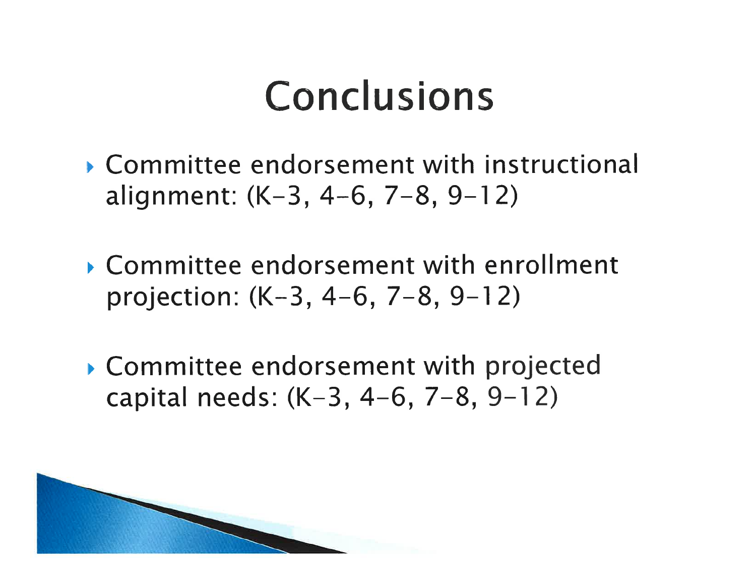# Conclusions

- Committee endorsement with instructional alignment: (K-3, 4-6, 7-8, 9-12)
- Committee endorsement with enrollment projection: (K-3, 4-6, 7-8, 9-12)
- Committee endorsement with projected capital needs: (K-3, 4-6, 7-8, 9-12)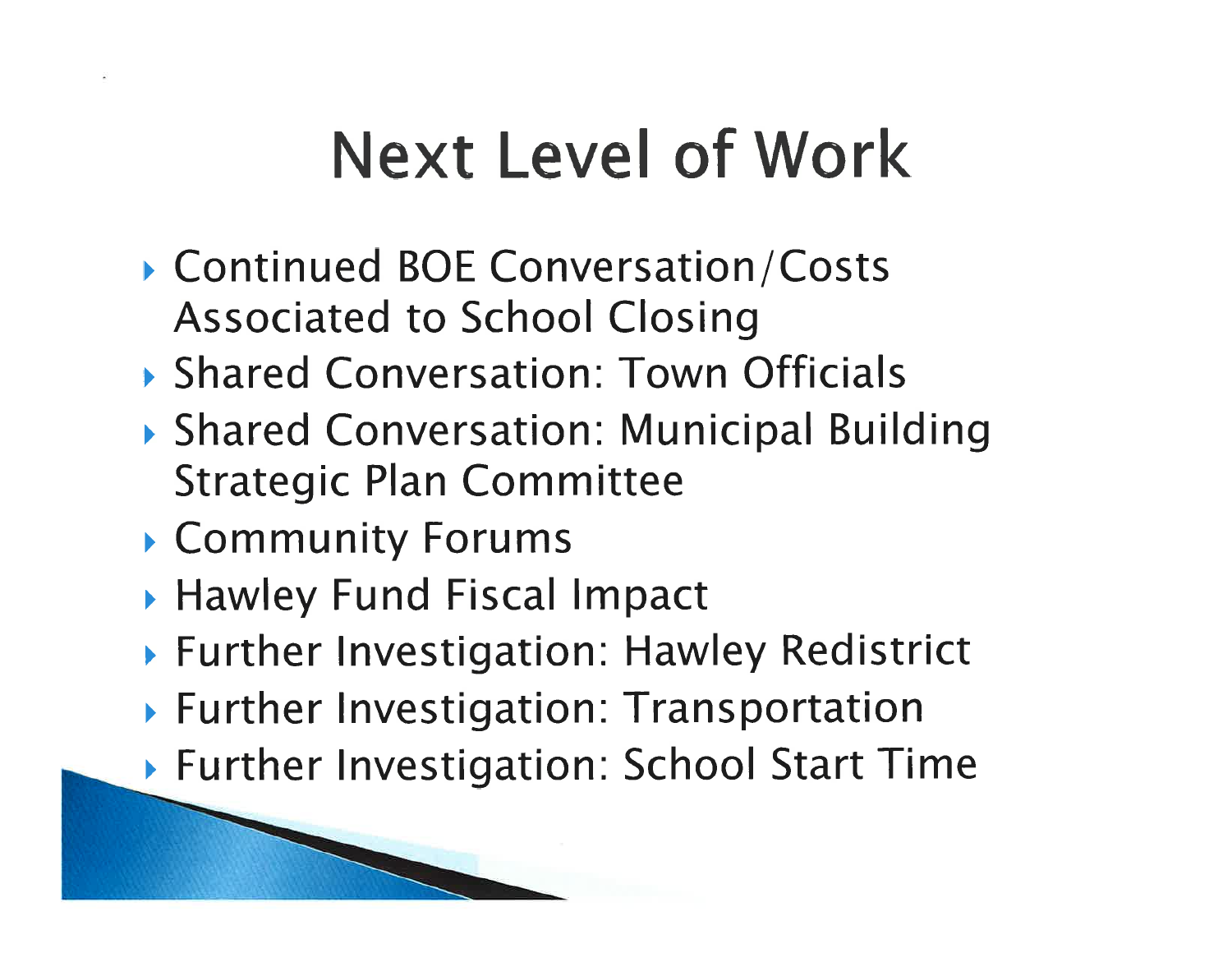# Next Level of Work

- Continued BOE Conversation/Costs Associated to School Closing
- Shared Conversation: Town Officials
- Shared Conversation: Municipal Building Strategic Plan Committee
- Community Forums
- Hawley Fund Fiscal Impact
- Further Investigation: Hawley Redistrict
- Further Investigation: Transportation
- Further Investigation: School Start Time